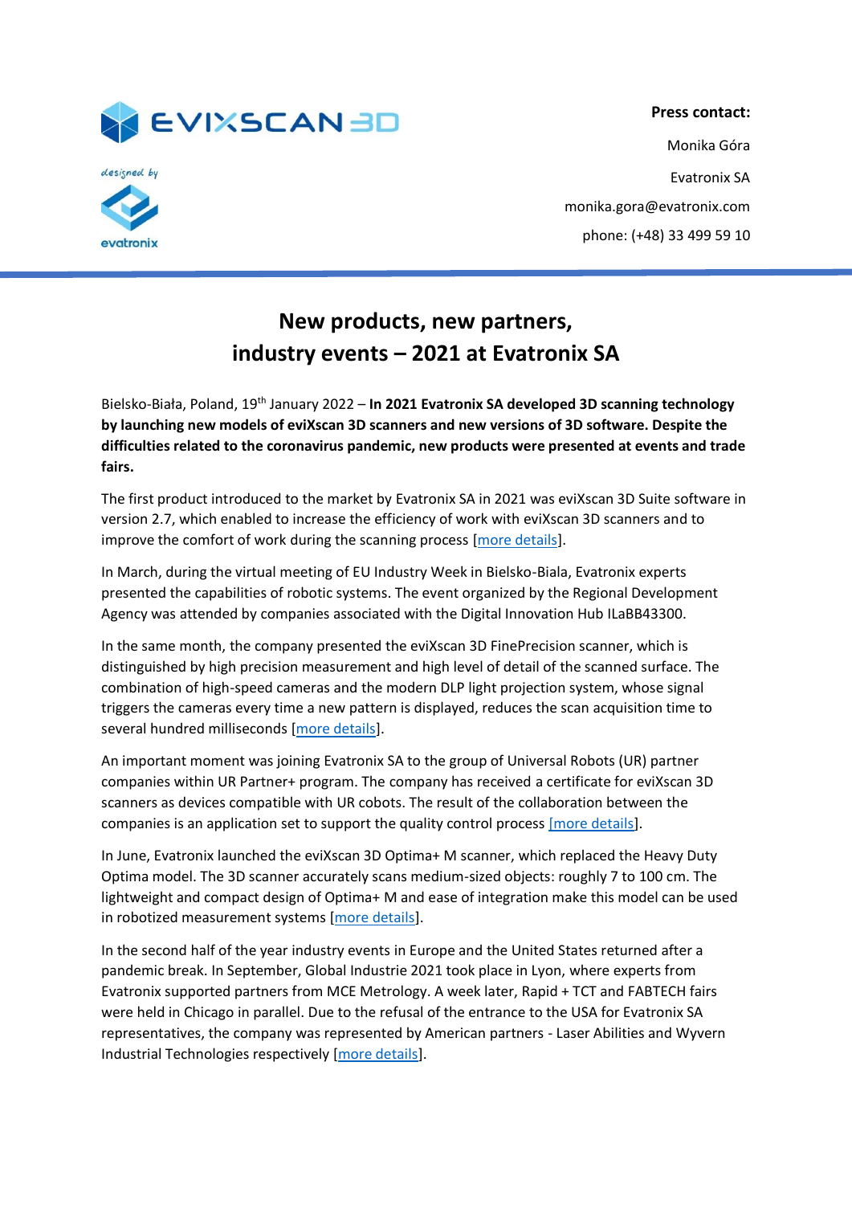**Press contact:**

Monika Góra

Evatronix SA

monika.gora@evatronix.com

phone: (+48) 33 499 59 10

# New products, new partners, industry events – 2021 at Evatronix SA

Bielsko-Biała, Poland, 19th January 2022 – **In 2021 Evatronix SA developed 3D scanning technology by launching new models of eviXscan 3D scanners and new versions of 3D software. Despite the difficulties related to the coronavirus pandemic, new products were presented at events and trade fairs.**

The first product introduced to the market by Evatronix SA in 2021 was eviXscan 3D Suite software in version 2.7, which enabled to increase the efficiency of work with eviXscan 3D scanners and to improve the comfort of work during the scanning process [more details].

In March, during the virtual meeting of EU Industry Week in Bielsko-Biala, Evatronix experts presented the capabilities of robotic systems. The event organized by the Regional Development Agency was attended by companies associated with the Digital Innovation Hub ILaBB43300.

In the same month, the company presented the eviXscan 3D FinePrecision scanner, which is distinguished by high precision measurement and high level of detail of the scanned surface. The combination of high-speed cameras and the modern DLP light projection system, whose signal triggers the cameras every time a new pattern is displayed, reduces the scan acquisition time to several hundred milliseconds [more details].

An important moment was joining Evatronix SA to the group of Universal Robots (UR) partner companies within UR Partner+ program. The company has received a certificate for eviXscan 3D scanners as devices compatible with UR cobots. The result of the collaboration between the companies is an application set to support the quality control process [more details].

In June, Evatronix launched the eviXscan 3D Optima+ M scanner, which replaced the Heavy Duty Optima model. The 3D scanner accurately scans medium-sized objects: roughly 7 to 100 cm. The lightweight and compact design of Optima+ M and ease of integration make this model can be used in robotized measurement systems [more details].

In the second half of the year industry events in Europe and the United States returned after a pandemic break. In September, Global Industrie 2021 took place in Lyon, where experts from Evatronix supported partners from MCE Metrology. A week later, Rapid + TCT and FABTECH fairs were held in Chicago in parallel. Due to the refusal of the entrance to the USA for Evatronix SA representatives, the company was represented by American partners - Laser Abilities and Wyvern Industrial Technologies respectively [more details].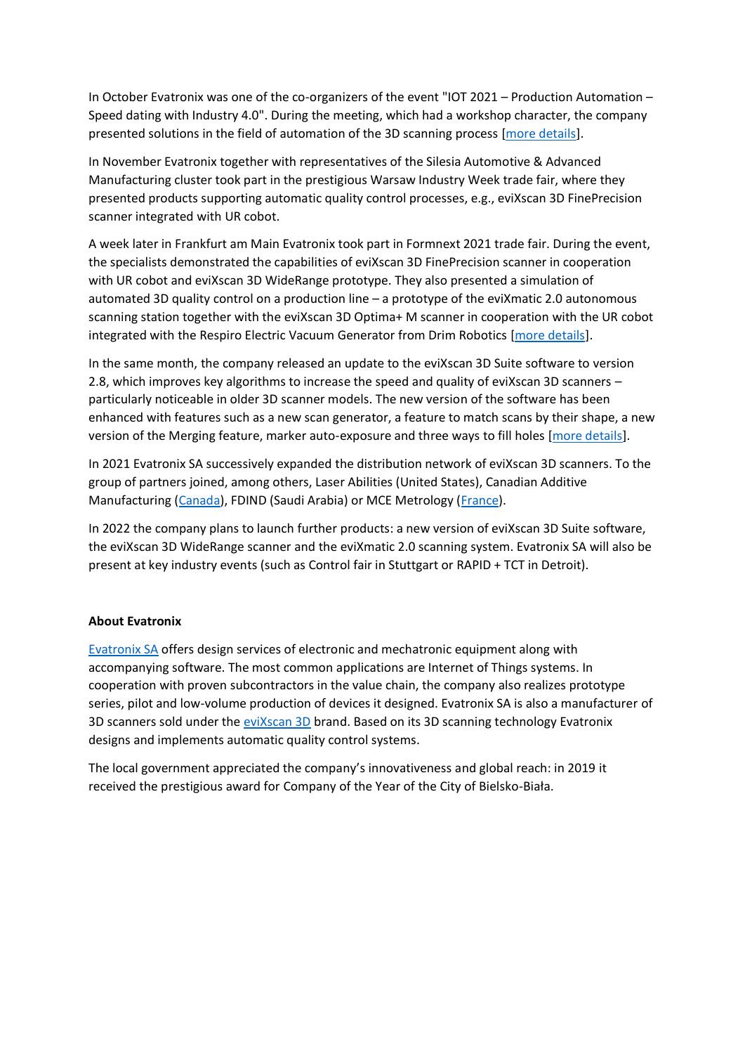In October Evatronix was one of the co-organizers of the event "IOT 2021 – Production Automation – Speed dating with Industry 4.0". During the meeting, which had a workshop character, the company presented solutions in the field of automation of the 3D scanning process [more details].

In November Evatronix together with representatives of the Silesia Automotive & Advanced Manufacturing cluster took part in the prestigious Warsaw Industry Week trade fair, where they presented products supporting automatic quality control processes, e.g., eviXscan 3D FinePrecision scanner integrated with UR cobot.

A week later in Frankfurt am Main Evatronix took part in Formnext 2021 trade fair. During the event, the specialists demonstrated the capabilities of eviXscan 3D FinePrecision scanner in cooperation with UR cobot and eviXscan 3D WideRange prototype. They also presented a simulation of automated 3D quality control on a production line – a prototype of the eviXmatic 2.0 autonomous scanning station together with the eviXscan 3D Optima+ M scanner in cooperation with the UR cobot integrated with the Respiro Electric Vacuum Generator from Drim Robotics [more details].

In the same month, the company released an update to the eviXscan 3D Suite software to version 2.8, which improves key algorithms to increase the speed and quality of eviXscan 3D scanners – particularly noticeable in older 3D scanner models. The new version of the software has been enhanced with features such as a new scan generator, a feature to match scans by their shape, a new version of the Merging feature, marker auto-exposure and three ways to fill holes [more details].

In 2021 Evatronix SA successively expanded the distribution network of eviXscan 3D scanners. To the group of partners joined, among others, Laser Abilities (United States), Canadian Additive Manufacturing (Canada), FDIND (Saudi Arabia) or MCE Metrology (France).

In 2022 the company plans to launch further products: a new version of eviXscan 3D Suite software, the eviXscan 3D WideRange scanner and the eviXmatic 2.0 scanning system. Evatronix SA will also be present at key industry events (such as Control fair in Stuttgart or RAPID + TCT in Detroit).

**About Evatronix**

Evatronix SA offers design services of electronic and mechatronic equipment along with accompanying software. The most common applications are Internet of Things systems. In cooperation with proven subcontractors in the value chain, the company also realizes prototype series, pilot and low-volume production of devices it designed. Evatronix SA is also a manufacturer of 3D scanners sold under the eviXscan 3D brand. Based on its 3D scanning technology Evatronix designs and implements automatic quality control systems.

The local government appreciated the company's innovativeness and global reach: in 2019 it received the prestigious award for Company of the Year of the City of Bielsko-Biała.